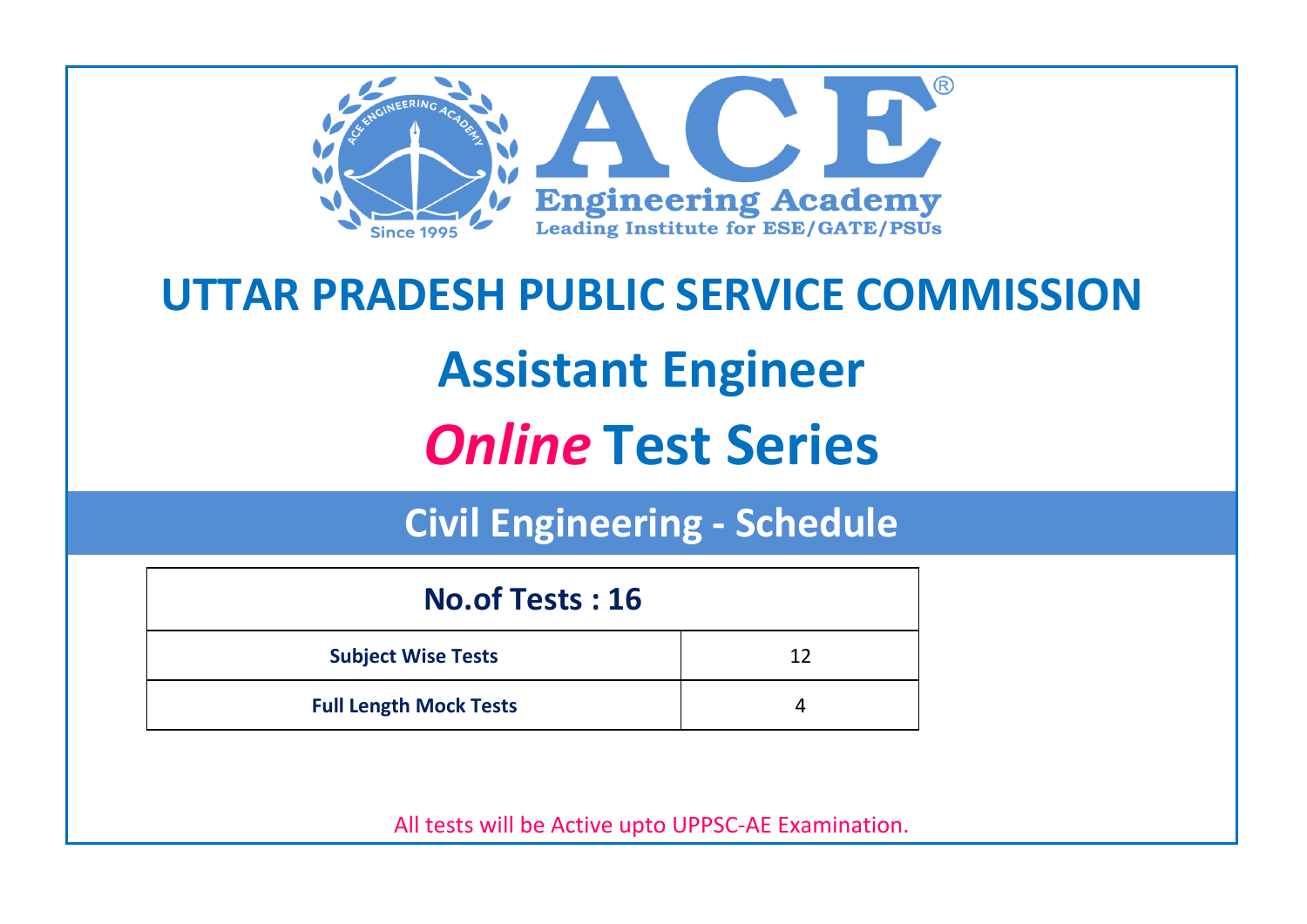ACE Engineering Academy

Leading Institute for ESE/GATE/PSUs

Since 1995

# UTTAR PRADESH PUBLIC SERVICE COMMISSION

# Assistant Engineer

# *Online* Test Series

## Civil Engineering - Schedule

| No.of Tests : 16 | |
|---|---|
| **Subject Wise Tests** | 12 |
| **Full Length Mock Tests** | 4 |

All tests will be Active upto UPPSC-AE Examination.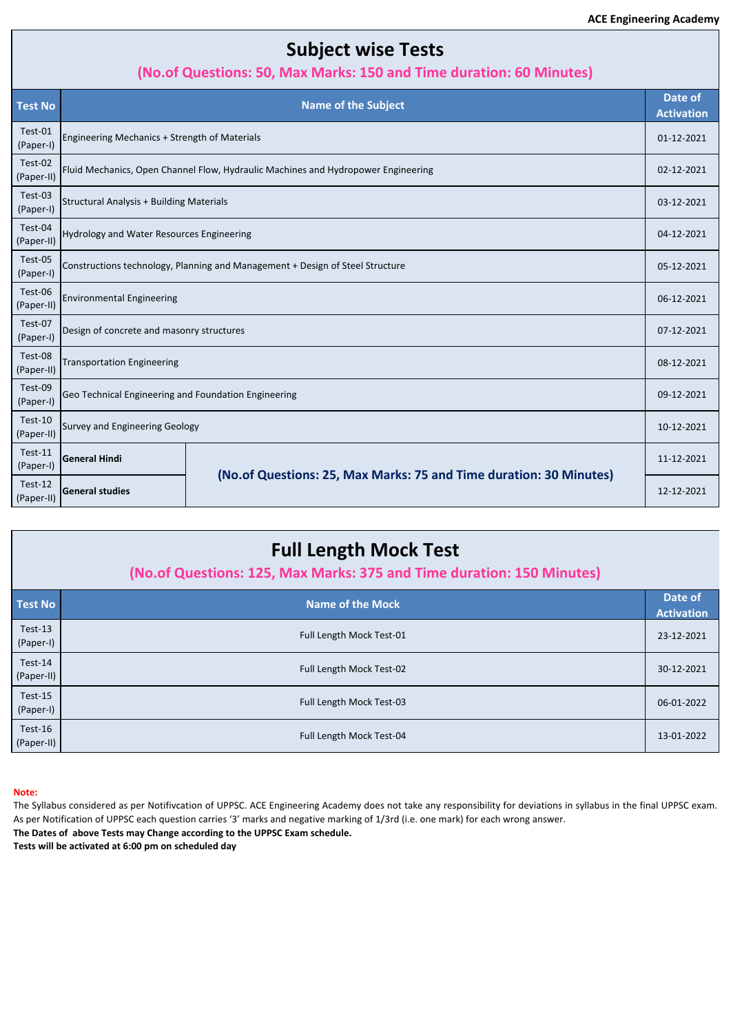## Subject wise Tests

**(No.of Questions: 50, Max Marks: 150 and Time duration: 60 Minutes)**

| Test No | Name of the Subject | | Date of Activation |
|---|---|---|---|
| Test-01 (Paper-I) | Engineering Mechanics + Strength of Materials | | 01-12-2021 |
| Test-02 (Paper-II) | Fluid Mechanics, Open Channel Flow, Hydraulic Machines and Hydropower Engineering | | 02-12-2021 |
| Test-03 (Paper-I) | Structural Analysis + Building Materials | | 03-12-2021 |
| Test-04 (Paper-II) | Hydrology and Water Resources Engineering | | 04-12-2021 |
| Test-05 (Paper-I) | Constructions technology, Planning and Management + Design of Steel Structure | | 05-12-2021 |
| Test-06 (Paper-II) | Environmental Engineering | | 06-12-2021 |
| Test-07 (Paper-I) | Design of concrete and masonry structures | | 07-12-2021 |
| Test-08 (Paper-II) | Transportation Engineering | | 08-12-2021 |
| Test-09 (Paper-I) | Geo Technical Engineering and Foundation Engineering | | 09-12-2021 |
| Test-10 (Paper-II) | Survey and Engineering Geology | | 10-12-2021 |
| Test-11 (Paper-I) | **General Hindi** | **(No.of Questions: 25, Max Marks: 75 and Time duration: 30 Minutes)** | 11-12-2021 |
| Test-12 (Paper-II) | **General studies** | | 12-12-2021 |

## Full Length Mock Test

**(No.of Questions: 125, Max Marks: 375 and Time duration: 150 Minutes)**

| Test No | Name of the Mock | Date of Activation |
|---|---|---|
| Test-13 (Paper-I) | Full Length Mock Test-01 | 23-12-2021 |
| Test-14 (Paper-II) | Full Length Mock Test-02 | 30-12-2021 |
| Test-15 (Paper-I) | Full Length Mock Test-03 | 06-01-2022 |
| Test-16 (Paper-II) | Full Length Mock Test-04 | 13-01-2022 |

**Note:**

The Syllabus considered as per Notifivcation of UPPSC. ACE Engineering Academy does not take any responsibility for deviations in syllabus in the final UPPSC exam.
As per Notification of UPPSC each question carries '3' marks and negative marking of 1/3rd (i.e. one mark) for each wrong answer.

**The Dates of above Tests may Change according to the UPPSC Exam schedule.**

**Tests will be activated at 6:00 pm on scheduled day**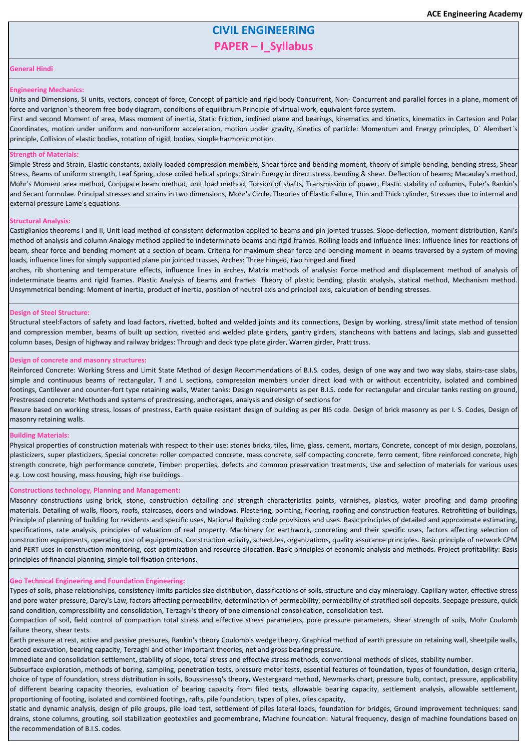# CIVIL ENGINEERING

## PAPER – I_Syllabus

### General Hindi

### Engineering Mechanics:

Units and Dimensions, SI units, vectors, concept of force, Concept of particle and rigid body Concurrent, Non- Concurrent and parallel forces in a plane, moment of force and varignon`s theorem free body diagram, conditions of equilibrium Principle of virtual work, equivalent force system.

First and second Moment of area, Mass moment of inertia, Static Friction, inclined plane and bearings, kinematics and kinetics, kinematics in Cartesion and Polar Coordinates, motion under uniform and non-uniform acceleration, motion under gravity, Kinetics of particle: Momentum and Energy principles, D` Alembert`s principle, Collision of elastic bodies, rotation of rigid, bodies, simple harmonic motion.

### Strength of Materials:

Simple Stress and Strain, Elastic constants, axially loaded compression members, Shear force and bending moment, theory of simple bending, bending stress, Shear Stress, Beams of uniform strength, Leaf Spring, close coiled helical springs, Strain Energy in direct stress, bending & shear. Deflection of beams; Macaulay's method, Mohr's Moment area method, Conjugate beam method, unit load method, Torsion of shafts, Transmission of power, Elastic stability of columns, Euler's Rankin's and Secant formulae. Principal stresses and strains in two dimensions, Mohr's Circle, Theories of Elastic Failure, Thin and Thick cylinder, Stresses due to internal and external pressure Lame's equations.

### Structural Analysis:

Castiglianios theorems I and II, Unit load method of consistent deformation applied to beams and pin jointed trusses. Slope-deflection, moment distribution, Kani's method of analysis and column Analogy method applied to indeterminate beams and rigid frames. Rolling loads and influence lines: Influence lines for reactions of beam, shear force and bending moment at a section of beam. Criteria for maximum shear force and bending moment in beams traversed by a system of moving loads, influence lines for simply supported plane pin jointed trusses, Arches: Three hinged, two hinged and fixed arches, rib shortening and temperature effects, influence lines in arches, Matrix methods of analysis: Force method and displacement method of analysis of indeterminate beams and rigid frames. Plastic Analysis of beams and frames: Theory of plastic bending, plastic analysis, statical method, Mechanism method. Unsymmetrical bending: Moment of inertia, product of inertia, position of neutral axis and principal axis, calculation of bending stresses.

### Design of Steel Structure:

Structural steel:Factors of safety and load factors, rivetted, bolted and welded joints and its connections, Design by working, stress/limit state method of tension and compression member, beams of built up section, rivetted and welded plate girders, gantry girders, stancheons with battens and lacings, slab and gussetted column bases, Design of highway and railway bridges: Through and deck type plate girder, Warren girder, Pratt truss.

### Design of concrete and masonry structures:

Reinforced Concrete: Working Stress and Limit State Method of design Recommendations of B.I.S. codes, design of one way and two way slabs, stairs-case slabs, simple and continuous beams of rectangular, T and L sections, compression members under direct load with or without eccentricity, isolated and combined footings, Cantilever and counter-fort type retaining walls, Water tanks: Design requirements as per B.I.S. code for rectangular and circular tanks resting on ground, Prestressed concrete: Methods and systems of prestressing, anchorages, analysis and design of sections for flexure based on working stress, losses of prestress, Earth quake resistant design of building as per BIS code. Design of brick masonry as per I. S. Codes, Design of masonry retaining walls.

### Building Materials:

Physical properties of construction materials with respect to their use: stones bricks, tiles, lime, glass, cement, mortars, Concrete, concept of mix design, pozzolans, plasticizers, super plasticizers, Special concrete: roller compacted concrete, mass concrete, self compacting concrete, ferro cement, fibre reinforced concrete, high strength concrete, high performance concrete, Timber: properties, defects and common preservation treatments, Use and selection of materials for various uses e.g. Low cost housing, mass housing, high rise buildings.

### Constructions technology, Planning and Management:

Masonry constructions using brick, stone, construction detailing and strength characteristics paints, varnishes, plastics, water proofing and damp proofing materials. Detailing of walls, floors, roofs, staircases, doors and windows. Plastering, pointing, flooring, roofing and construction features. Retrofitting of buildings, Principle of planning of building for residents and specific uses, National Building code provisions and uses. Basic principles of detailed and approximate estimating, specifications, rate analysis, principles of valuation of real property. Machinery for earthwork, concreting and their specific uses, factors affecting selection of construction equipments, operating cost of equipments. Construction activity, schedules, organizations, quality assurance principles. Basic principle of network CPM and PERT uses in construction monitoring, cost optimization and resource allocation. Basic principles of economic analysis and methods. Project profitability: Basis principles of financial planning, simple toll fixation criterions.

### Geo Technical Engineering and Foundation Engineering:

Types of soils, phase relationships, consistency limits particles size distribution, classifications of soils, structure and clay mineralogy. Capillary water, effective stress and pore water pressure, Darcy's Law, factors affecting permeability, determination of permeability, permeability of stratified soil deposits. Seepage pressure, quick sand condition, compressibility and consolidation, Terzaghi's theory of one dimensional consolidation, consolidation test.

Compaction of soil, field control of compaction total stress and effective stress parameters, pore pressure parameters, shear strength of soils, Mohr Coulomb failure theory, shear tests.

Earth pressure at rest, active and passive pressures, Rankin's theory Coulomb's wedge theory, Graphical method of earth pressure on retaining wall, sheetpile walls, braced excavation, bearing capacity, Terzaghi and other important theories, net and gross bearing pressure.

Immediate and consolidation settlement, stability of slope, total stress and effective stress methods, conventional methods of slices, stability number.

Subsurface exploration, methods of boring, sampling, penetration tests, pressure meter tests, essential features of foundation, types of foundation, design criteria, choice of type of foundation, stress distribution in soils, Boussinesq's theory, Westergaard method, Newmarks chart, pressure bulb, contact, pressure, applicability of different bearing capacity theories, evaluation of bearing capacity from filed tests, allowable bearing capacity, settlement analysis, allowable settlement, proportioning of footing, isolated and combined footings, rafts, pile foundation, types of piles, plies capacity, static and dynamic analysis, design of pile groups, pile load test, settlement of piles lateral loads, foundation for bridges, Ground improvement techniques: sand drains, stone columns, grouting, soil stabilization geotextiles and geomembrane, Machine foundation: Natural frequency, design of machine foundations based on the recommendation of B.I.S. codes.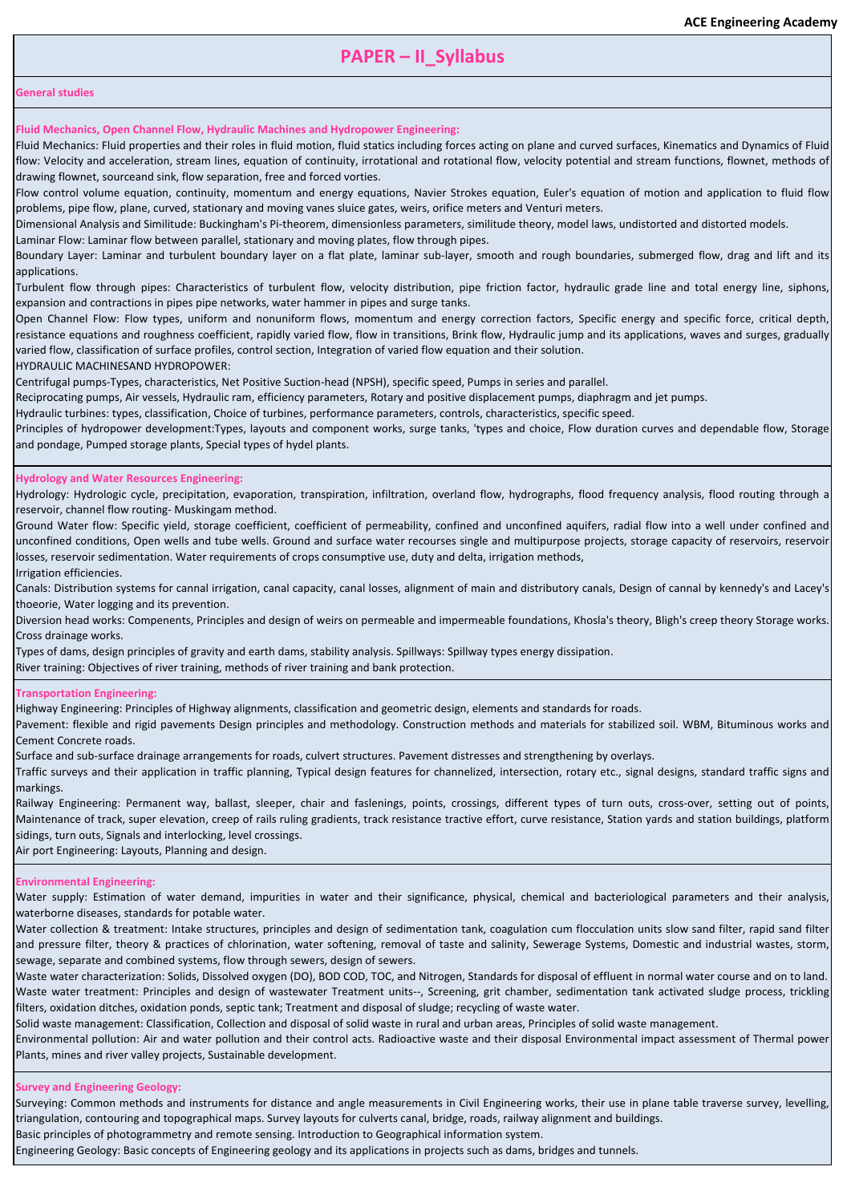# PAPER – II_Syllabus

**General studies**

**Fluid Mechanics, Open Channel Flow, Hydraulic Machines and Hydropower Engineering:**

Fluid Mechanics: Fluid properties and their roles in fluid motion, fluid statics including forces acting on plane and curved surfaces, Kinematics and Dynamics of Fluid flow: Velocity and acceleration, stream lines, equation of continuity, irrotational and rotational flow, velocity potential and stream functions, flownet, methods of drawing flownet, sourceand sink, flow separation, free and forced vorties.

Flow control volume equation, continuity, momentum and energy equations, Navier Strokes equation, Euler's equation of motion and application to fluid flow problems, pipe flow, plane, curved, stationary and moving vanes sluice gates, weirs, orifice meters and Venturi meters.

Dimensional Analysis and Similitude: Buckingham's Pi-theorem, dimensionless parameters, similitude theory, model laws, undistorted and distorted models.

Laminar Flow: Laminar flow between parallel, stationary and moving plates, flow through pipes.

Boundary Layer: Laminar and turbulent boundary layer on a flat plate, laminar sub-layer, smooth and rough boundaries, submerged flow, drag and lift and its applications.

Turbulent flow through pipes: Characteristics of turbulent flow, velocity distribution, pipe friction factor, hydraulic grade line and total energy line, siphons, expansion and contractions in pipes pipe networks, water hammer in pipes and surge tanks.

Open Channel Flow: Flow types, uniform and nonuniform flows, momentum and energy correction factors, Specific energy and specific force, critical depth, resistance equations and roughness coefficient, rapidly varied flow, flow in transitions, Brink flow, Hydraulic jump and its applications, waves and surges, gradually varied flow, classification of surface profiles, control section, Integration of varied flow equation and their solution.

HYDRAULIC MACHINESAND HYDROPOWER:

Centrifugal pumps-Types, characteristics, Net Positive Suction-head (NPSH), specific speed, Pumps in series and parallel.

Reciprocating pumps, Air vessels, Hydraulic ram, efficiency parameters, Rotary and positive displacement pumps, diaphragm and jet pumps.

Hydraulic turbines: types, classification, Choice of turbines, performance parameters, controls, characteristics, specific speed.

Principles of hydropower development:Types, layouts and component works, surge tanks, 'types and choice, Flow duration curves and dependable flow, Storage and pondage, Pumped storage plants, Special types of hydel plants.

**Hydrology and Water Resources Engineering:**

Hydrology: Hydrologic cycle, precipitation, evaporation, transpiration, infiltration, overland flow, hydrographs, flood frequency analysis, flood routing through a reservoir, channel flow routing- Muskingam method.

Ground Water flow: Specific yield, storage coefficient, coefficient of permeability, confined and unconfined aquifers, radial flow into a well under confined and unconfined conditions, Open wells and tube wells. Ground and surface water recourses single and multipurpose projects, storage capacity of reservoirs, reservoir losses, reservoir sedimentation. Water requirements of crops consumptive use, duty and delta, irrigation methods,

Irrigation efficiencies.

Canals: Distribution systems for cannal irrigation, canal capacity, canal losses, alignment of main and distributory canals, Design of cannal by kennedy's and Lacey's thoeorie, Water logging and its prevention.

Diversion head works: Compenents, Principles and design of weirs on permeable and impermeable foundations, Khosla's theory, Bligh's creep theory Storage works. Cross drainage works.

Types of dams, design principles of gravity and earth dams, stability analysis. Spillways: Spillway types energy dissipation.

River training: Objectives of river training, methods of river training and bank protection.

**Transportation Engineering:**

Highway Engineering: Principles of Highway alignments, classification and geometric design, elements and standards for roads.

Pavement: flexible and rigid pavements Design principles and methodology. Construction methods and materials for stabilized soil. WBM, Bituminous works and Cement Concrete roads.

Surface and sub-surface drainage arrangements for roads, culvert structures. Pavement distresses and strengthening by overlays.

Traffic surveys and their application in traffic planning, Typical design features for channelized, intersection, rotary etc., signal designs, standard traffic signs and markings.

Railway Engineering: Permanent way, ballast, sleeper, chair and faslenings, points, crossings, different types of turn outs, cross-over, setting out of points, Maintenance of track, super elevation, creep of rails ruling gradients, track resistance tractive effort, curve resistance, Station yards and station buildings, platform sidings, turn outs, Signals and interlocking, level crossings.

Air port Engineering: Layouts, Planning and design.

**Environmental Engineering:**

Water supply: Estimation of water demand, impurities in water and their significance, physical, chemical and bacteriological parameters and their analysis, waterborne diseases, standards for potable water.

Water collection & treatment: Intake structures, principles and design of sedimentation tank, coagulation cum flocculation units slow sand filter, rapid sand filter and pressure filter, theory & practices of chlorination, water softening, removal of taste and salinity, Sewerage Systems, Domestic and industrial wastes, storm, sewage, separate and combined systems, flow through sewers, design of sewers.

Waste water characterization: Solids, Dissolved oxygen (DO), BOD COD, TOC, and Nitrogen, Standards for disposal of effluent in normal water course and on to land.

Waste water treatment: Principles and design of wastewater Treatment units--, Screening, grit chamber, sedimentation tank activated sludge process, trickling filters, oxidation ditches, oxidation ponds, septic tank; Treatment and disposal of sludge; recycling of waste water.

Solid waste management: Classification, Collection and disposal of solid waste in rural and urban areas, Principles of solid waste management.

Environmental pollution: Air and water pollution and their control acts. Radioactive waste and their disposal Environmental impact assessment of Thermal power Plants, mines and river valley projects, Sustainable development.

**Survey and Engineering Geology:**

Surveying: Common methods and instruments for distance and angle measurements in Civil Engineering works, their use in plane table traverse survey, levelling, triangulation, contouring and topographical maps. Survey layouts for culverts canal, bridge, roads, railway alignment and buildings.

Basic principles of photogrammetry and remote sensing. Introduction to Geographical information system.

Engineering Geology: Basic concepts of Engineering geology and its applications in projects such as dams, bridges and tunnels.